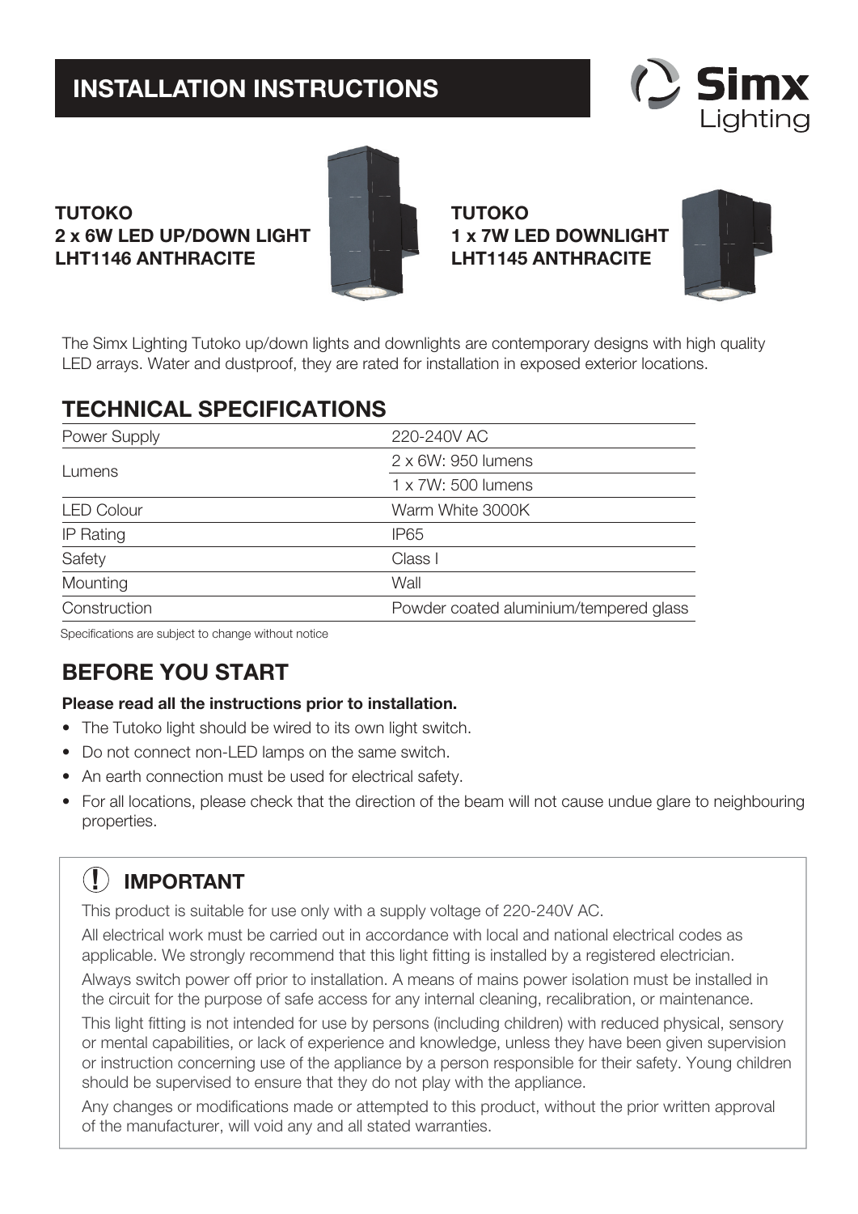# INSTALLATION INSTRUCTIONS

Simx Lighting

**TUTOKO**
**2 x 6W LED UP/DOWN LIGHT**
**LHT1146 ANTHRACITE**

**TUTOKO**
**1 x 7W LED DOWNLIGHT**
**LHT1145 ANTHRACITE**

The Simx Lighting Tutoko up/down lights and downlights are contemporary designs with high quality LED arrays. Water and dustproof, they are rated for installation in exposed exterior locations.

## TECHNICAL SPECIFICATIONS

| | |
|---|---|
| Power Supply | 220-240V AC |
| Lumens | 2 x 6W: 950 lumens |
| | 1 x 7W: 500 lumens |
| LED Colour | Warm White 3000K |
| IP Rating | IP65 |
| Safety | Class I |
| Mounting | Wall |
| Construction | Powder coated aluminium/tempered glass |

Specifications are subject to change without notice

## BEFORE YOU START

**Please read all the instructions prior to installation.**

- The Tutoko light should be wired to its own light switch.
- Do not connect non-LED lamps on the same switch.
- An earth connection must be used for electrical safety.
- For all locations, please check that the direction of the beam will not cause undue glare to neighbouring properties.

### IMPORTANT

This product is suitable for use only with a supply voltage of 220-240V AC.

All electrical work must be carried out in accordance with local and national electrical codes as applicable. We strongly recommend that this light fitting is installed by a registered electrician.

Always switch power off prior to installation. A means of mains power isolation must be installed in the circuit for the purpose of safe access for any internal cleaning, recalibration, or maintenance.

This light fitting is not intended for use by persons (including children) with reduced physical, sensory or mental capabilities, or lack of experience and knowledge, unless they have been given supervision or instruction concerning use of the appliance by a person responsible for their safety. Young children should be supervised to ensure that they do not play with the appliance.

Any changes or modifications made or attempted to this product, without the prior written approval of the manufacturer, will void any and all stated warranties.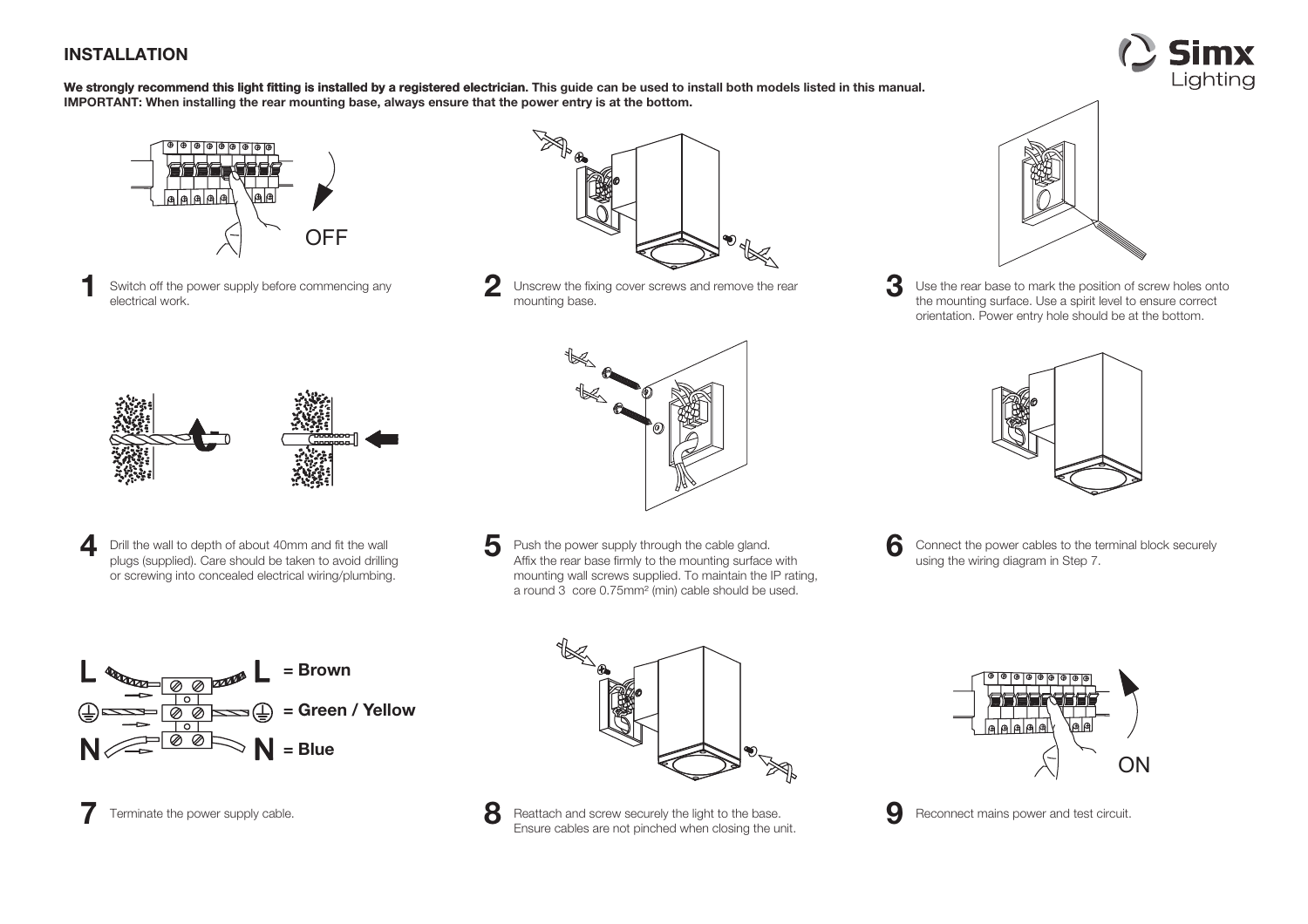## INSTALLATION

**We strongly recommend this light fitting is installed by a registered electrician.** **This guide can be used to install both models listed in this manual.**
**IMPORTANT: When installing the rear mounting base, always ensure that the power entry is at the bottom.**

OFF

**1** Switch off the power supply before commencing any electrical work.

**2** Unscrew the fixing cover screws and remove the rear mounting base.

**3** Use the rear base to mark the position of screw holes onto the mounting surface. Use a spirit level to ensure correct orientation. Power entry hole should be at the bottom.

**4** Drill the wall to depth of about 40mm and fit the wall plugs (supplied). Care should be taken to avoid drilling or screwing into concealed electrical wiring/plumbing.

**5** Push the power supply through the cable gland. Affix the rear base firmly to the mounting surface with mounting wall screws supplied. To maintain the IP rating, a round 3 core 0.75mm² (min) cable should be used.

**6** Connect the power cables to the terminal block securely using the wiring diagram in Step 7.

**L** = **Brown**

⏚ = **Green / Yellow**

**N** = **Blue**

**7** Terminate the power supply cable.

**8** Reattach and screw securely the light to the base. Ensure cables are not pinched when closing the unit.

ON

**9** Reconnect mains power and test circuit.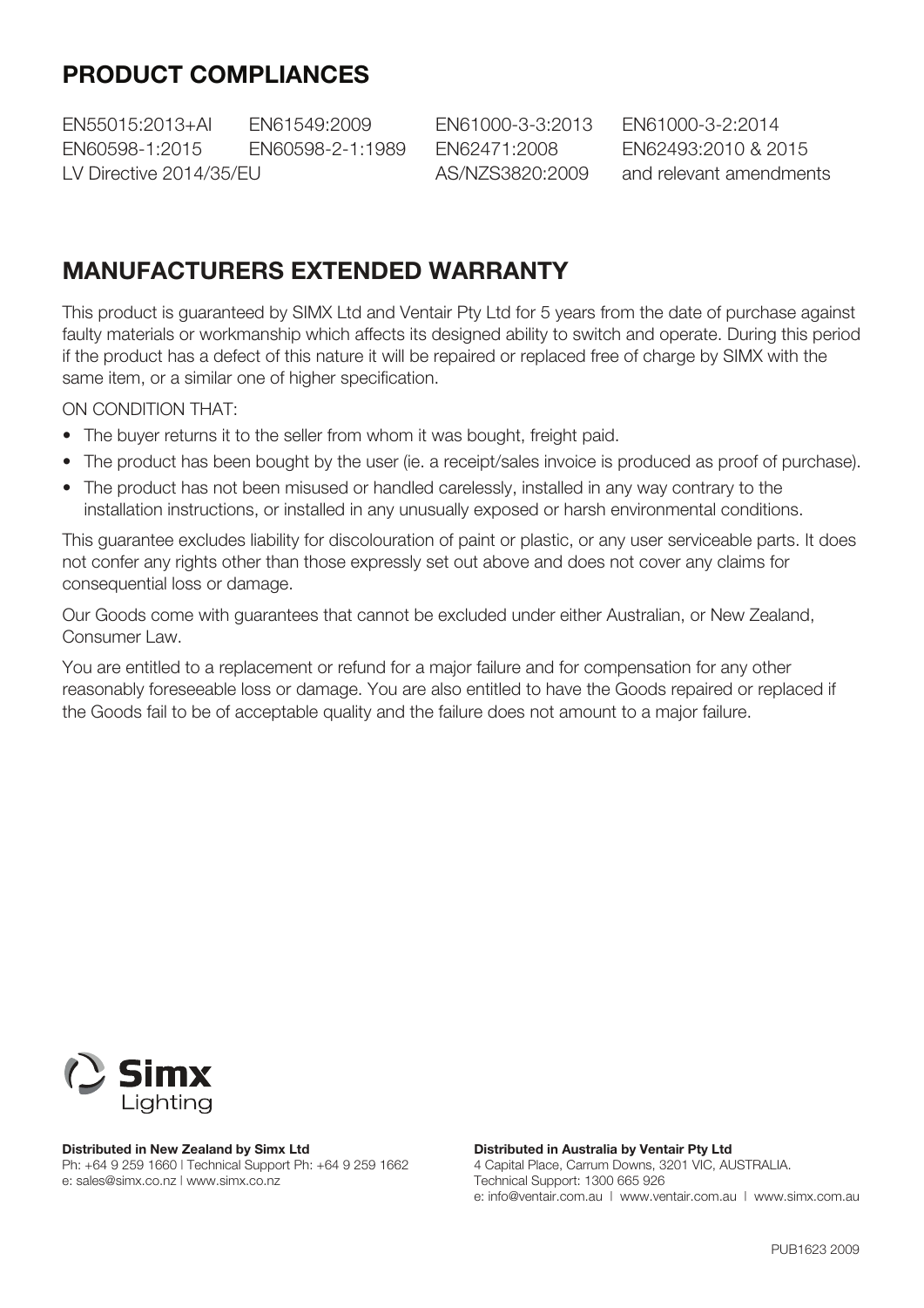## PRODUCT COMPLIANCES

| | | | |
|---|---|---|---|
| EN55015:2013+AI | EN61549:2009 | EN61000-3-3:2013 | EN61000-3-2:2014 |
| EN60598-1:2015 | EN60598-2-1:1989 | EN62471:2008 | EN62493:2010 & 2015 |
| LV Directive 2014/35/EU | | AS/NZS3820:2009 | and relevant amendments |

## MANUFACTURERS EXTENDED WARRANTY

This product is guaranteed by SIMX Ltd and Ventair Pty Ltd for 5 years from the date of purchase against faulty materials or workmanship which affects its designed ability to switch and operate. During this period if the product has a defect of this nature it will be repaired or replaced free of charge by SIMX with the same item, or a similar one of higher specification.

ON CONDITION THAT:

- The buyer returns it to the seller from whom it was bought, freight paid.
- The product has been bought by the user (ie. a receipt/sales invoice is produced as proof of purchase).
- The product has not been misused or handled carelessly, installed in any way contrary to the installation instructions, or installed in any unusually exposed or harsh environmental conditions.

This guarantee excludes liability for discolouration of paint or plastic, or any user serviceable parts. It does not confer any rights other than those expressly set out above and does not cover any claims for consequential loss or damage.

Our Goods come with guarantees that cannot be excluded under either Australian, or New Zealand, Consumer Law.

You are entitled to a replacement or refund for a major failure and for compensation for any other reasonably foreseeable loss or damage. You are also entitled to have the Goods repaired or replaced if the Goods fail to be of acceptable quality and the failure does not amount to a major failure.

Simx Lighting

**Distributed in New Zealand by Simx Ltd**
Ph: +64 9 259 1660 | Technical Support Ph: +64 9 259 1662
e: sales@simx.co.nz | www.simx.co.nz

**Distributed in Australia by Ventair Pty Ltd**
4 Capital Place, Carrum Downs, 3201 VIC, AUSTRALIA.
Technical Support: 1300 665 926
e: info@ventair.com.au | www.ventair.com.au | www.simx.com.au

PUB1623 2009